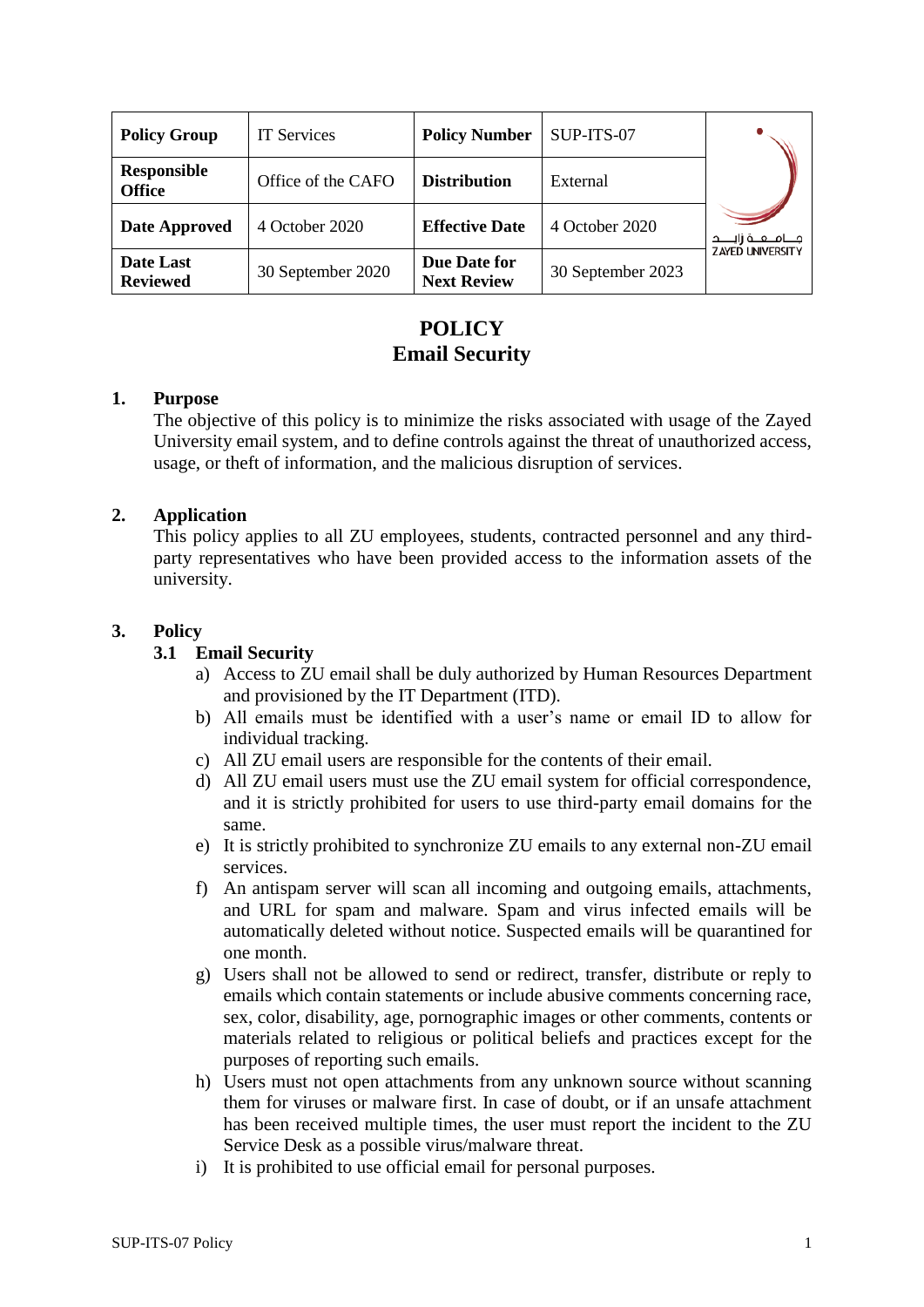| Policy Group | IT Services | Policy Number | SUP-ITS-07 | جـامـعـة زايـد ZAYED UNIVERSITY |
|---|---|---|---|---|
| Responsible Office | Office of the CAFO | Distribution | External | |
| Date Approved | 4 October 2020 | Effective Date | 4 October 2020 | |
| Date Last Reviewed | 30 September 2020 | Due Date for Next Review | 30 September 2023 | |

# POLICY
# Email Security

## 1. Purpose

The objective of this policy is to minimize the risks associated with usage of the Zayed University email system, and to define controls against the threat of unauthorized access, usage, or theft of information, and the malicious disruption of services.

## 2. Application

This policy applies to all ZU employees, students, contracted personnel and any third-party representatives who have been provided access to the information assets of the university.

## 3. Policy

### 3.1 Email Security

a) Access to ZU email shall be duly authorized by Human Resources Department and provisioned by the IT Department (ITD).

b) All emails must be identified with a user's name or email ID to allow for individual tracking.

c) All ZU email users are responsible for the contents of their email.

d) All ZU email users must use the ZU email system for official correspondence, and it is strictly prohibited for users to use third-party email domains for the same.

e) It is strictly prohibited to synchronize ZU emails to any external non-ZU email services.

f) An antispam server will scan all incoming and outgoing emails, attachments, and URL for spam and malware. Spam and virus infected emails will be automatically deleted without notice. Suspected emails will be quarantined for one month.

g) Users shall not be allowed to send or redirect, transfer, distribute or reply to emails which contain statements or include abusive comments concerning race, sex, color, disability, age, pornographic images or other comments, contents or materials related to religious or political beliefs and practices except for the purposes of reporting such emails.

h) Users must not open attachments from any unknown source without scanning them for viruses or malware first. In case of doubt, or if an unsafe attachment has been received multiple times, the user must report the incident to the ZU Service Desk as a possible virus/malware threat.

i) It is prohibited to use official email for personal purposes.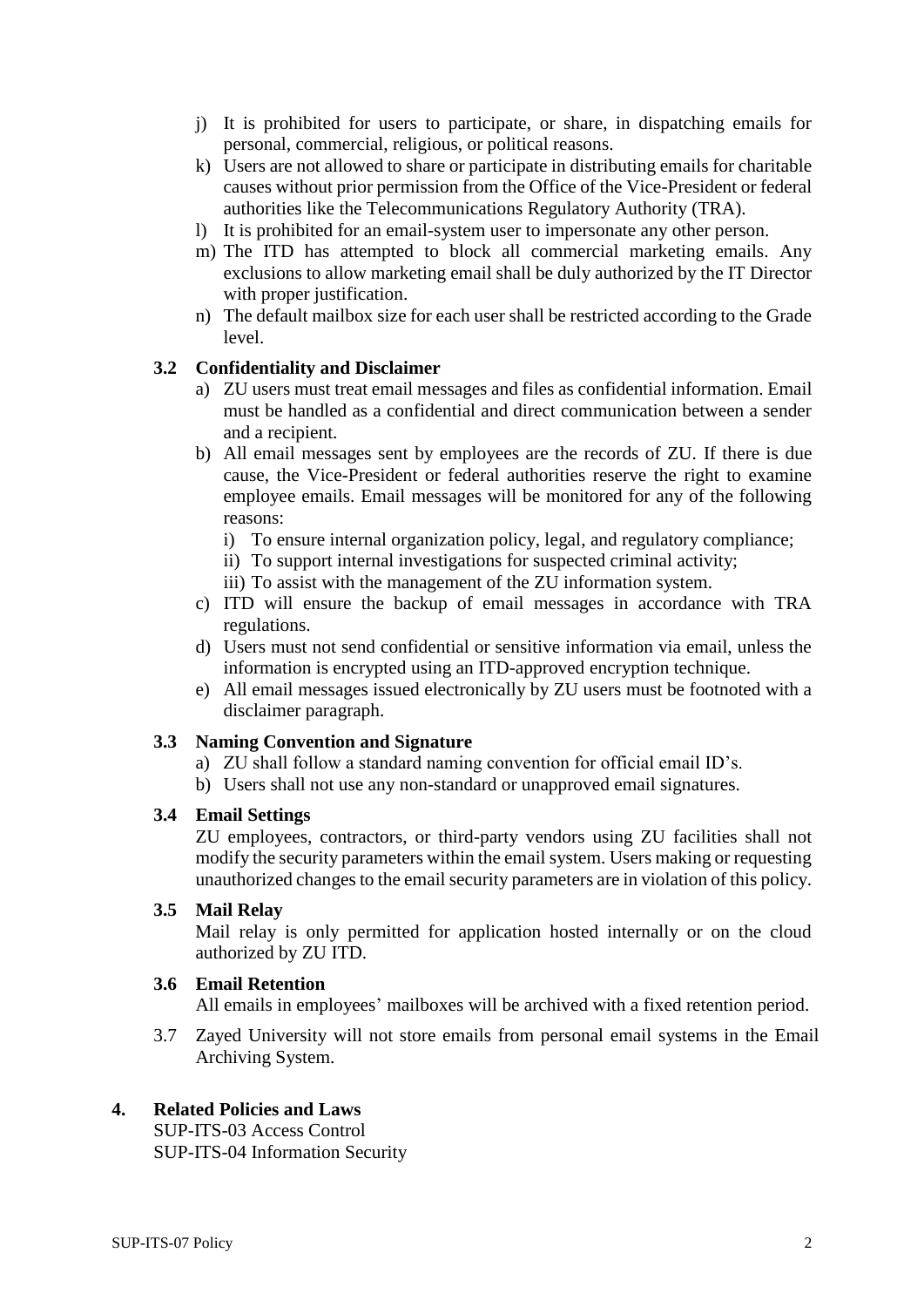j) It is prohibited for users to participate, or share, in dispatching emails for personal, commercial, religious, or political reasons.

k) Users are not allowed to share or participate in distributing emails for charitable causes without prior permission from the Office of the Vice-President or federal authorities like the Telecommunications Regulatory Authority (TRA).

l) It is prohibited for an email-system user to impersonate any other person.

m) The ITD has attempted to block all commercial marketing emails. Any exclusions to allow marketing email shall be duly authorized by the IT Director with proper justification.

n) The default mailbox size for each user shall be restricted according to the Grade level.

### 3.2 Confidentiality and Disclaimer

a) ZU users must treat email messages and files as confidential information. Email must be handled as a confidential and direct communication between a sender and a recipient.

b) All email messages sent by employees are the records of ZU. If there is due cause, the Vice-President or federal authorities reserve the right to examine employee emails. Email messages will be monitored for any of the following reasons:

   i) To ensure internal organization policy, legal, and regulatory compliance;

   ii) To support internal investigations for suspected criminal activity;

   iii) To assist with the management of the ZU information system.

c) ITD will ensure the backup of email messages in accordance with TRA regulations.

d) Users must not send confidential or sensitive information via email, unless the information is encrypted using an ITD-approved encryption technique.

e) All email messages issued electronically by ZU users must be footnoted with a disclaimer paragraph.

### 3.3 Naming Convention and Signature

a) ZU shall follow a standard naming convention for official email ID's.

b) Users shall not use any non-standard or unapproved email signatures.

### 3.4 Email Settings

ZU employees, contractors, or third-party vendors using ZU facilities shall not modify the security parameters within the email system. Users making or requesting unauthorized changes to the email security parameters are in violation of this policy.

### 3.5 Mail Relay

Mail relay is only permitted for application hosted internally or on the cloud authorized by ZU ITD.

### 3.6 Email Retention

All emails in employees' mailboxes will be archived with a fixed retention period.

3.7 Zayed University will not store emails from personal email systems in the Email Archiving System.

## 4. Related Policies and Laws

SUP-ITS-03 Access Control

SUP-ITS-04 Information Security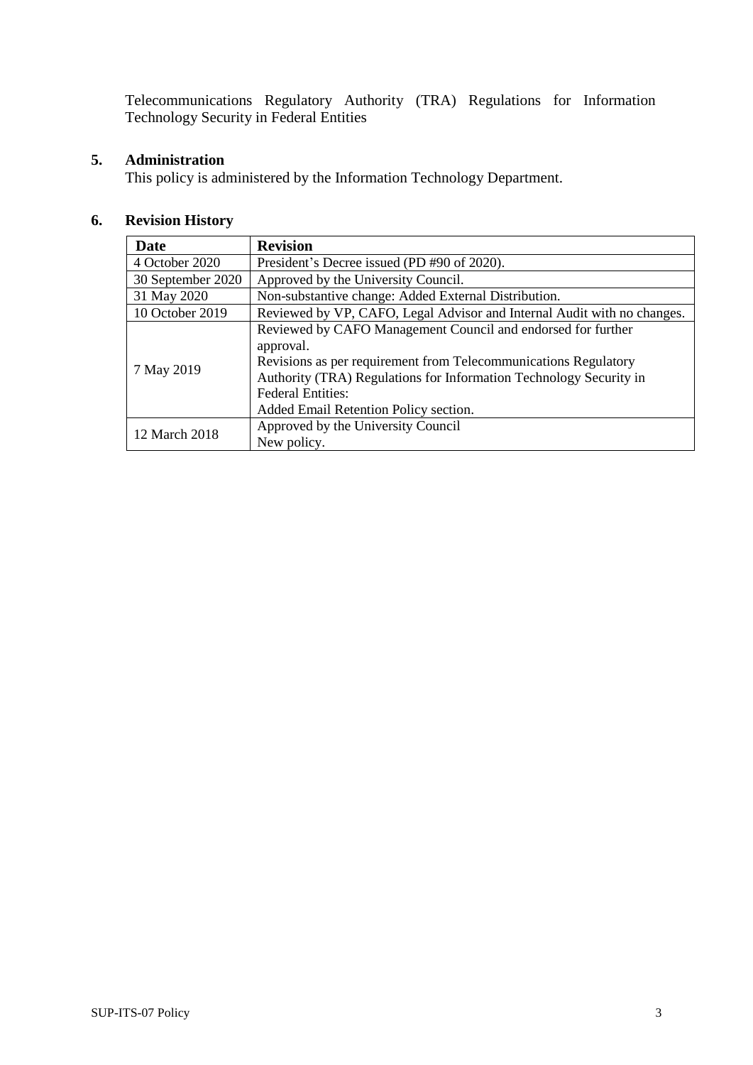Telecommunications Regulatory Authority (TRA) Regulations for Information Technology Security in Federal Entities

## 5. Administration

This policy is administered by the Information Technology Department.

## 6. Revision History

| Date | Revision |
|---|---|
| 4 October 2020 | President's Decree issued (PD #90 of 2020). |
| 30 September 2020 | Approved by the University Council. |
| 31 May 2020 | Non-substantive change: Added External Distribution. |
| 10 October 2019 | Reviewed by VP, CAFO, Legal Advisor and Internal Audit with no changes. |
| 7 May 2019 | Reviewed by CAFO Management Council and endorsed for further approval.<br>Revisions as per requirement from Telecommunications Regulatory Authority (TRA) Regulations for Information Technology Security in Federal Entities:<br>Added Email Retention Policy section. |
| 12 March 2018 | Approved by the University Council<br>New policy. |